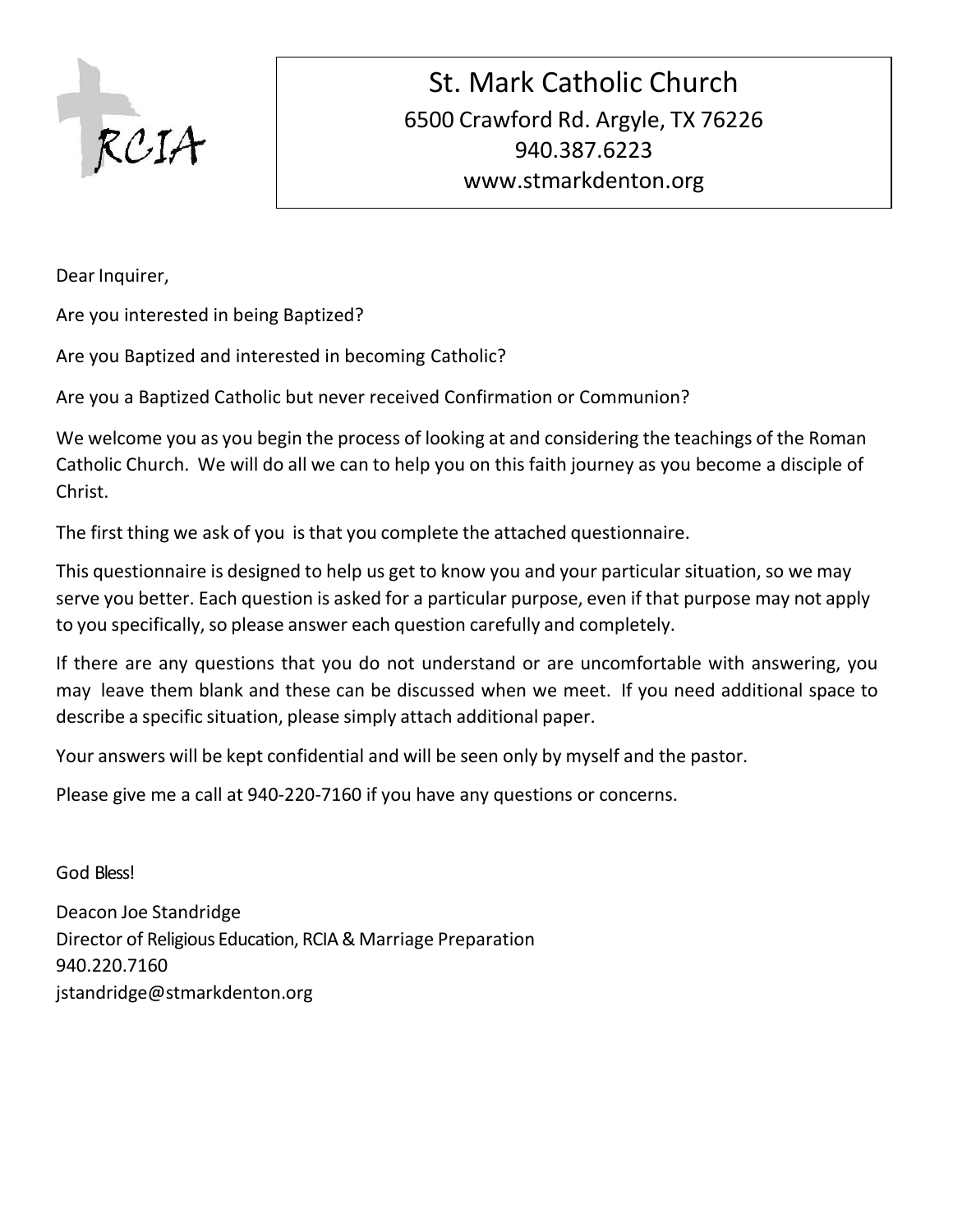RCIA

# St. Mark Catholic Church

6500 Crawford Rd. Argyle, TX 76226
940.387.6223
www.stmarkdenton.org

Dear Inquirer,

Are you interested in being Baptized?

Are you Baptized and interested in becoming Catholic?

Are you a Baptized Catholic but never received Confirmation or Communion?

We welcome you as you begin the process of looking at and considering the teachings of the Roman Catholic Church. We will do all we can to help you on this faith journey as you become a disciple of Christ.

The first thing we ask of you is that you complete the attached questionnaire.

This questionnaire is designed to help us get to know you and your particular situation, so we may serve you better. Each question is asked for a particular purpose, even if that purpose may not apply to you specifically, so please answer each question carefully and completely.

If there are any questions that you do not understand or are uncomfortable with answering, you may leave them blank and these can be discussed when we meet. If you need additional space to describe a specific situation, please simply attach additional paper.

Your answers will be kept confidential and will be seen only by myself and the pastor.

Please give me a call at 940-220-7160 if you have any questions or concerns.

God Bless!

Deacon Joe Standridge
Director of Religious Education, RCIA & Marriage Preparation
940.220.7160
jstandridge@stmarkdenton.org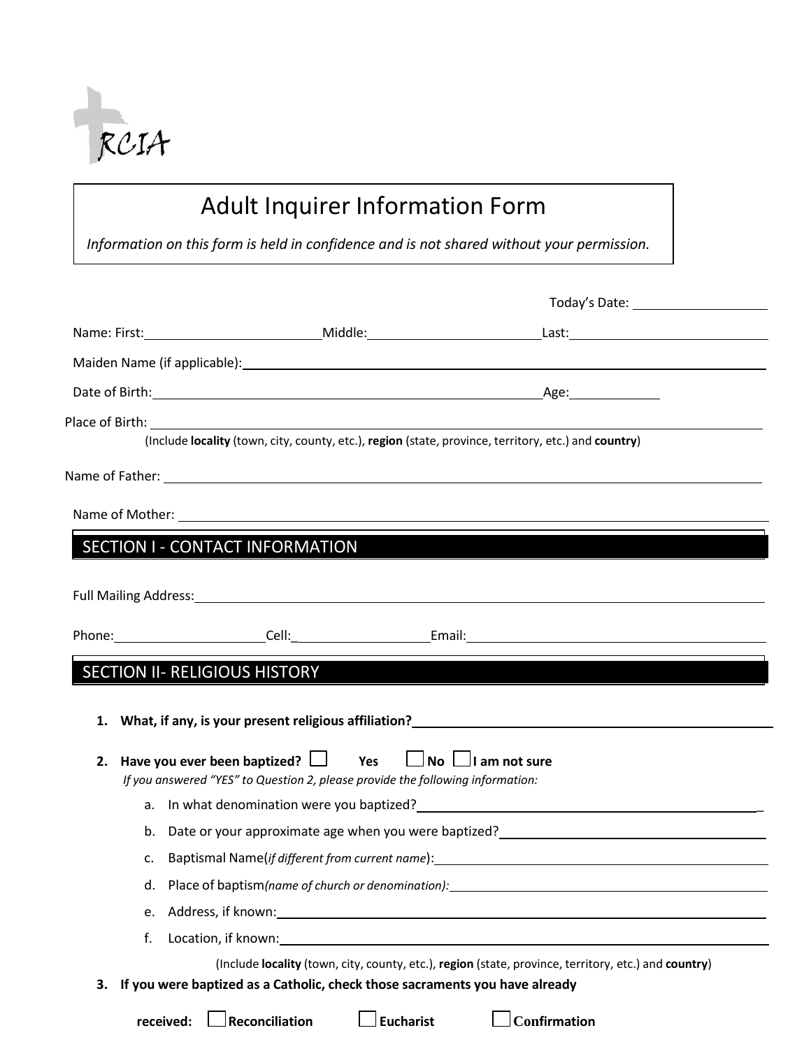RCIA

# Adult Inquirer Information Form

*Information on this form is held in confidence and is not shared without your permission.*

Today's Date: ___________________

Name: First: ________________________ Middle: ________________________ Last: ________________________

Maiden Name (if applicable): ______________________________________________________________

Date of Birth: _______________________________________________________ Age: ____________

Place of Birth: ______________________________________________________________________________

(Include **locality** (town, city, county, etc.), **region** (state, province, territory, etc.) and **country**)

Name of Father: ____________________________________________________________________________

Name of Mother: ___________________________________________________________________________

## SECTION I - CONTACT INFORMATION

Full Mailing Address: ________________________________________________________________________

Phone: ____________________ Cell: ___________________ Email: _____________________________________

## SECTION II- RELIGIOUS HISTORY

1. **What, if any, is your present religious affiliation?** ______________________________________________

2. **Have you ever been baptized?** ☐ **Yes** ☐ **No** ☐ **I am not sure**

   *If you answered "YES" to Question 2, please provide the following information:*

   a. In what denomination were you baptized? ______________________________________________

   b. Date or your approximate age when you were baptized? ______________________________________

   c. Baptismal Name(*if different from current name*): _____________________________________________

   d. Place of baptism*(name of church or denomination):* ___________________________________________

   e. Address, if known: ___________________________________________________________________

   f. Location, if known: ___________________________________________________________________

   (Include **locality** (town, city, county, etc.), **region** (state, province, territory, etc.) and **country**)

3. **If you were baptized as a Catholic, check those sacraments you have already received:** ☐ **Reconciliation** ☐ **Eucharist** ☐ **Confirmation**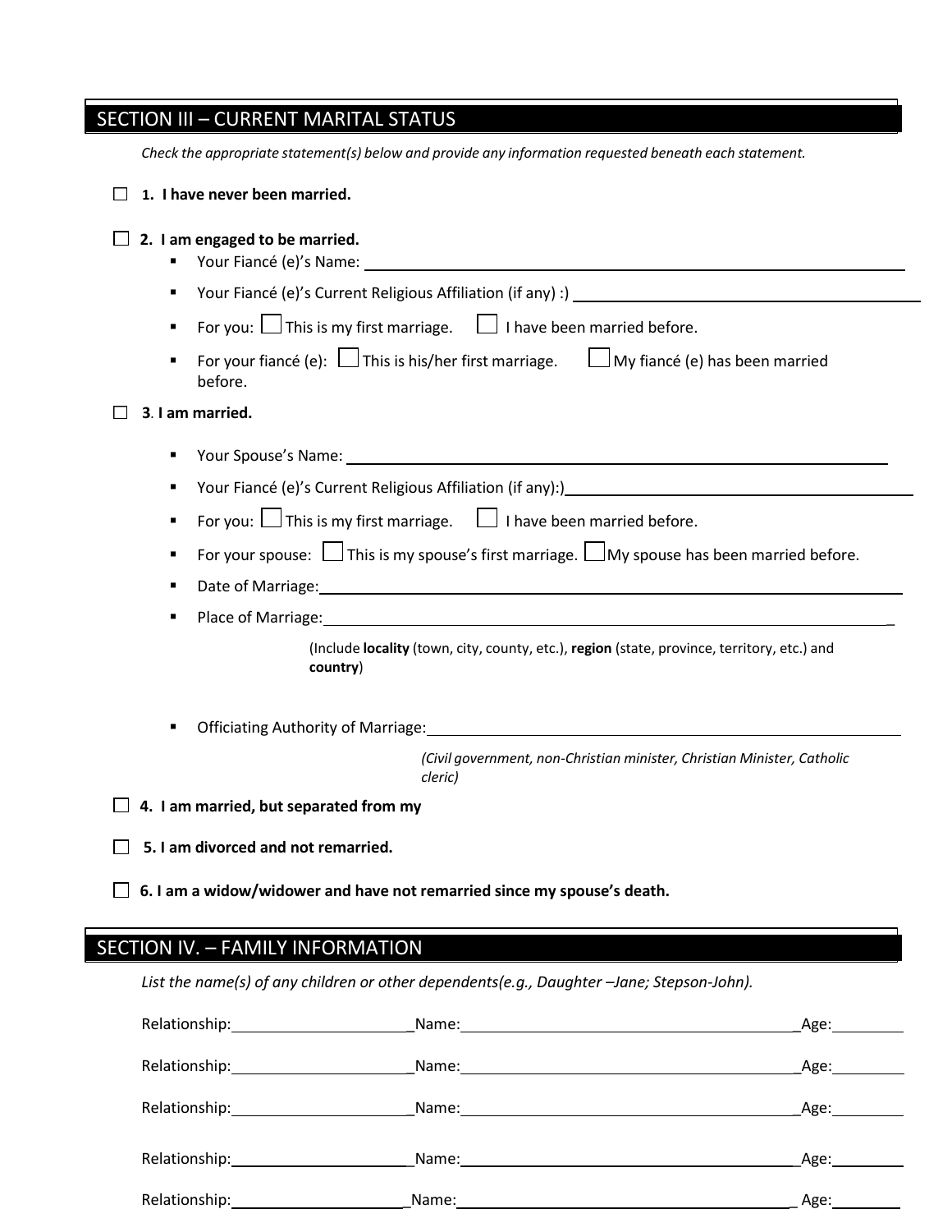## SECTION III – CURRENT MARITAL STATUS

*Check the appropriate statement(s) below and provide any information requested beneath each statement.*

☐ **1. I have never been married.**

☐ **2. I am engaged to be married.**

- Your Fiancé (e)'s Name: ______________________________
- Your Fiancé (e)'s Current Religious Affiliation (if any) :) ______________________________
- For you: ☐ This is my first marriage. ☐ I have been married before.
- For your fiancé (e): ☐ This is his/her first marriage. ☐ My fiancé (e) has been married before.

☐ **3. I am married.**

- Your Spouse's Name: ______________________________
- Your Fiancé (e)'s Current Religious Affiliation (if any):) ______________________________
- For you: ☐ This is my first marriage. ☐ I have been married before.
- For your spouse: ☐ This is my spouse's first marriage. ☐ My spouse has been married before.
- Date of Marriage: ______________________________
- Place of Marriage: ______________________________

  (Include **locality** (town, city, county, etc.), **region** (state, province, territory, etc.) and **country**)

- Officiating Authority of Marriage: ______________________________

  *(Civil government, non-Christian minister, Christian Minister, Catholic cleric)*

☐ **4. I am married, but separated from my**

☐ **5. I am divorced and not remarried.**

☐ **6. I am a widow/widower and have not remarried since my spouse's death.**

## SECTION IV. – FAMILY INFORMATION

*List the name(s) of any children or other dependents(e.g., Daughter –Jane; Stepson-John).*

Relationship: ____________ Name: ______________________ Age: ______

Relationship: ____________ Name: ______________________ Age: ______

Relationship: ____________ Name: ______________________ Age: ______

Relationship: ____________ Name: ______________________ Age: ______

Relationship: ____________ Name: ______________________ Age: ______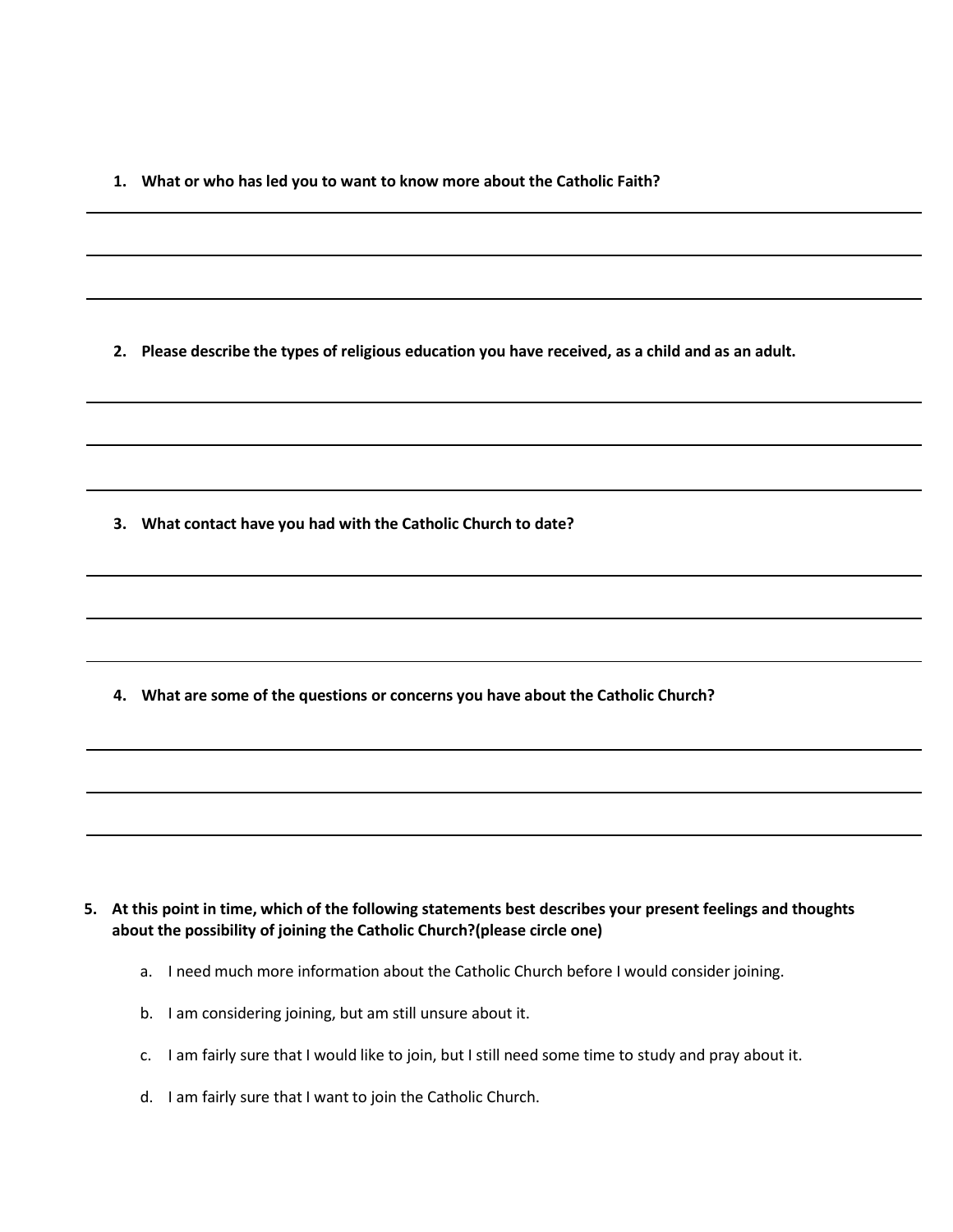1. **What or who has led you to want to know more about the Catholic Faith?**

2. **Please describe the types of religious education you have received, as a child and as an adult.**

3. **What contact have you had with the Catholic Church to date?**

4. **What are some of the questions or concerns you have about the Catholic Church?**

5. **At this point in time, which of the following statements best describes your present feelings and thoughts about the possibility of joining the Catholic Church?(please circle one)**

    a. I need much more information about the Catholic Church before I would consider joining.

    b. I am considering joining, but am still unsure about it.

    c. I am fairly sure that I would like to join, but I still need some time to study and pray about it.

    d. I am fairly sure that I want to join the Catholic Church.